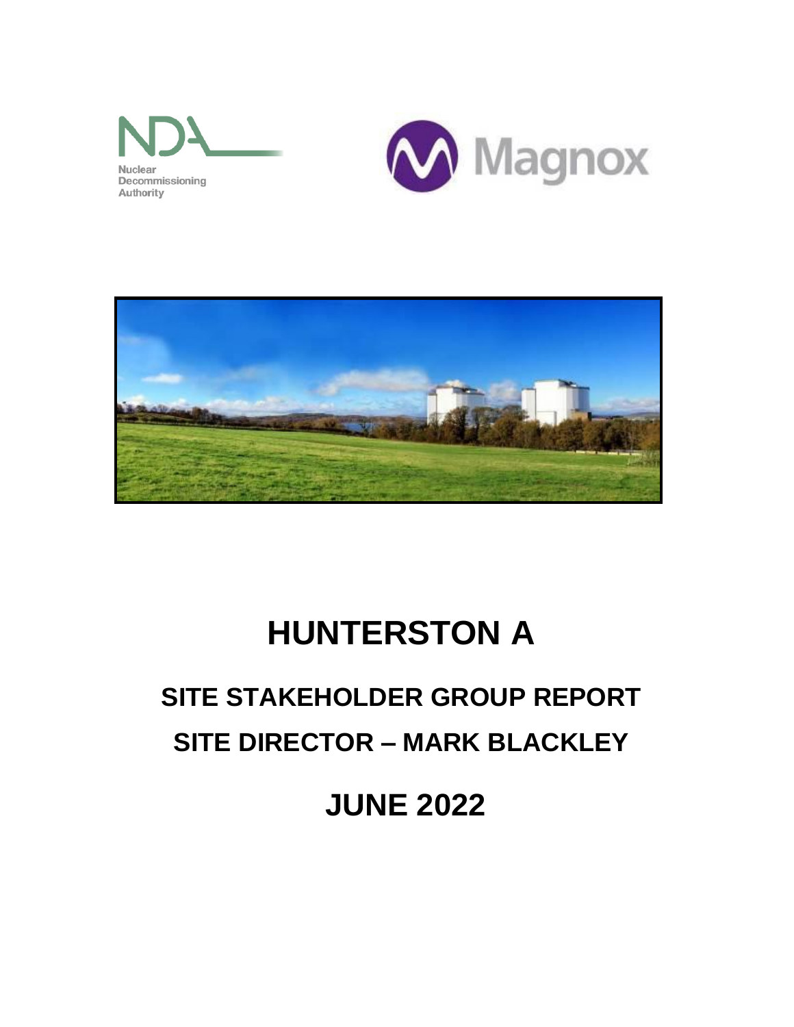Nuclear Decommissioning Authority

Magnox

# HUNTERSTON A

## SITE STAKEHOLDER GROUP REPORT

## SITE DIRECTOR – MARK BLACKLEY

## JUNE 2022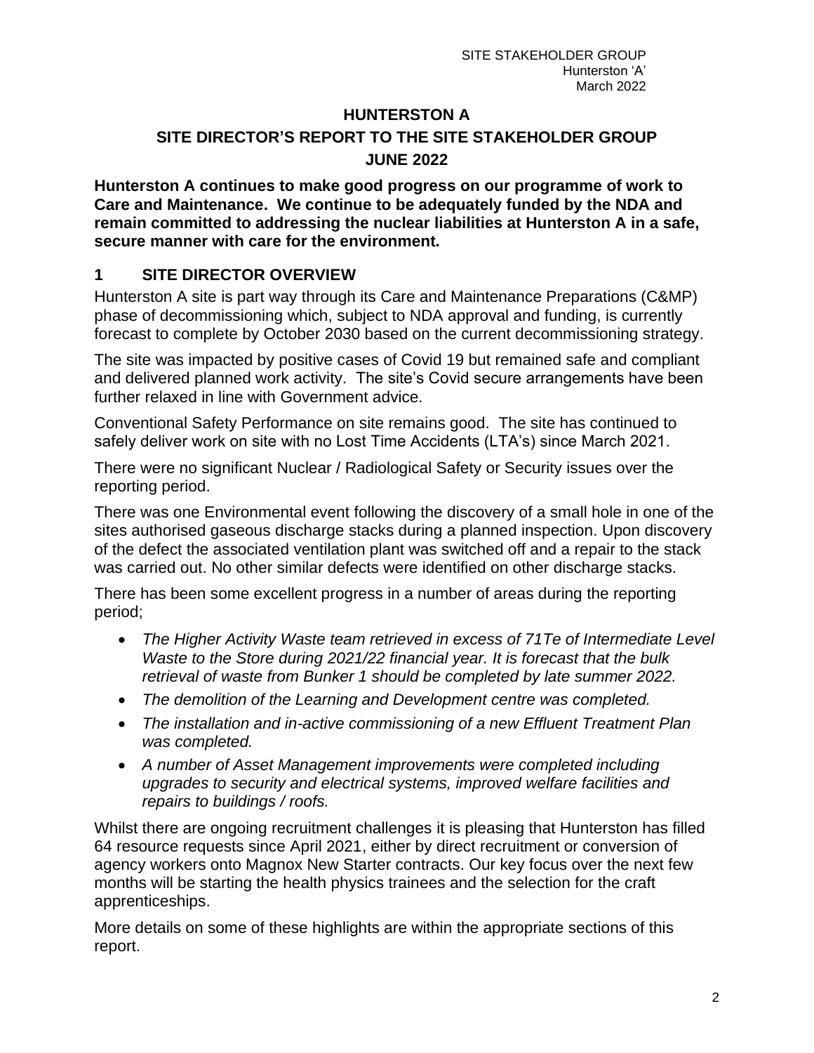# HUNTERSTON A

## SITE DIRECTOR'S REPORT TO THE SITE STAKEHOLDER GROUP

## JUNE 2022

**Hunterston A continues to make good progress on our programme of work to Care and Maintenance. We continue to be adequately funded by the NDA and remain committed to addressing the nuclear liabilities at Hunterston A in a safe, secure manner with care for the environment.**

## 1 SITE DIRECTOR OVERVIEW

Hunterston A site is part way through its Care and Maintenance Preparations (C&MP) phase of decommissioning which, subject to NDA approval and funding, is currently forecast to complete by October 2030 based on the current decommissioning strategy.

The site was impacted by positive cases of Covid 19 but remained safe and compliant and delivered planned work activity. The site's Covid secure arrangements have been further relaxed in line with Government advice.

Conventional Safety Performance on site remains good. The site has continued to safely deliver work on site with no Lost Time Accidents (LTA's) since March 2021.

There were no significant Nuclear / Radiological Safety or Security issues over the reporting period.

There was one Environmental event following the discovery of a small hole in one of the sites authorised gaseous discharge stacks during a planned inspection. Upon discovery of the defect the associated ventilation plant was switched off and a repair to the stack was carried out. No other similar defects were identified on other discharge stacks.

There has been some excellent progress in a number of areas during the reporting period;

- *The Higher Activity Waste team retrieved in excess of 71Te of Intermediate Level Waste to the Store during 2021/22 financial year. It is forecast that the bulk retrieval of waste from Bunker 1 should be completed by late summer 2022.*
- *The demolition of the Learning and Development centre was completed.*
- *The installation and in-active commissioning of a new Effluent Treatment Plan was completed.*
- *A number of Asset Management improvements were completed including upgrades to security and electrical systems, improved welfare facilities and repairs to buildings / roofs.*

Whilst there are ongoing recruitment challenges it is pleasing that Hunterston has filled 64 resource requests since April 2021, either by direct recruitment or conversion of agency workers onto Magnox New Starter contracts. Our key focus over the next few months will be starting the health physics trainees and the selection for the craft apprenticeships.

More details on some of these highlights are within the appropriate sections of this report.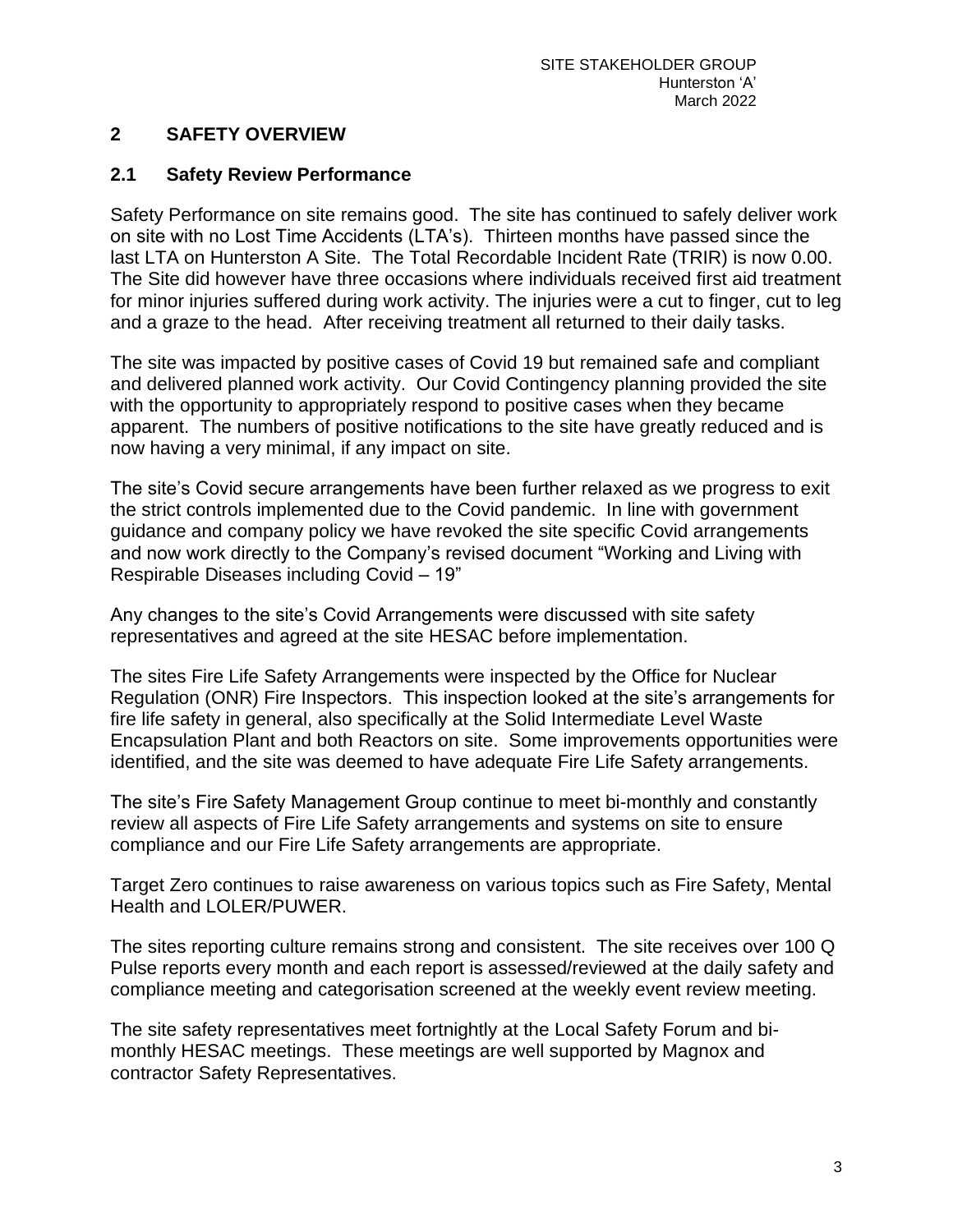## 2 SAFETY OVERVIEW

### 2.1 Safety Review Performance

Safety Performance on site remains good. The site has continued to safely deliver work on site with no Lost Time Accidents (LTA's). Thirteen months have passed since the last LTA on Hunterston A Site. The Total Recordable Incident Rate (TRIR) is now 0.00. The Site did however have three occasions where individuals received first aid treatment for minor injuries suffered during work activity. The injuries were a cut to finger, cut to leg and a graze to the head. After receiving treatment all returned to their daily tasks.

The site was impacted by positive cases of Covid 19 but remained safe and compliant and delivered planned work activity. Our Covid Contingency planning provided the site with the opportunity to appropriately respond to positive cases when they became apparent. The numbers of positive notifications to the site have greatly reduced and is now having a very minimal, if any impact on site.

The site's Covid secure arrangements have been further relaxed as we progress to exit the strict controls implemented due to the Covid pandemic. In line with government guidance and company policy we have revoked the site specific Covid arrangements and now work directly to the Company's revised document "Working and Living with Respirable Diseases including Covid – 19"

Any changes to the site's Covid Arrangements were discussed with site safety representatives and agreed at the site HESAC before implementation.

The sites Fire Life Safety Arrangements were inspected by the Office for Nuclear Regulation (ONR) Fire Inspectors. This inspection looked at the site's arrangements for fire life safety in general, also specifically at the Solid Intermediate Level Waste Encapsulation Plant and both Reactors on site. Some improvements opportunities were identified, and the site was deemed to have adequate Fire Life Safety arrangements.

The site's Fire Safety Management Group continue to meet bi-monthly and constantly review all aspects of Fire Life Safety arrangements and systems on site to ensure compliance and our Fire Life Safety arrangements are appropriate.

Target Zero continues to raise awareness on various topics such as Fire Safety, Mental Health and LOLER/PUWER.

The sites reporting culture remains strong and consistent. The site receives over 100 Q Pulse reports every month and each report is assessed/reviewed at the daily safety and compliance meeting and categorisation screened at the weekly event review meeting.

The site safety representatives meet fortnightly at the Local Safety Forum and bi-monthly HESAC meetings. These meetings are well supported by Magnox and contractor Safety Representatives.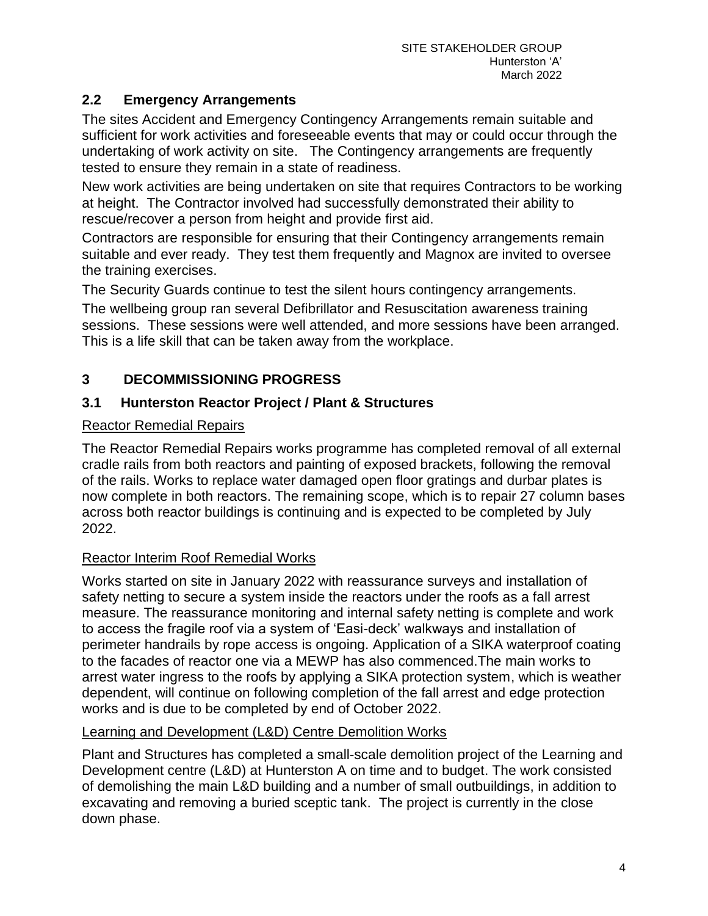## 2.2 Emergency Arrangements

The sites Accident and Emergency Contingency Arrangements remain suitable and sufficient for work activities and foreseeable events that may or could occur through the undertaking of work activity on site. The Contingency arrangements are frequently tested to ensure they remain in a state of readiness.

New work activities are being undertaken on site that requires Contractors to be working at height. The Contractor involved had successfully demonstrated their ability to rescue/recover a person from height and provide first aid.

Contractors are responsible for ensuring that their Contingency arrangements remain suitable and ever ready. They test them frequently and Magnox are invited to oversee the training exercises.

The Security Guards continue to test the silent hours contingency arrangements.

The wellbeing group ran several Defibrillator and Resuscitation awareness training sessions. These sessions were well attended, and more sessions have been arranged. This is a life skill that can be taken away from the workplace.

# 3 DECOMMISSIONING PROGRESS

## 3.1 Hunterston Reactor Project / Plant & Structures

Reactor Remedial Repairs

The Reactor Remedial Repairs works programme has completed removal of all external cradle rails from both reactors and painting of exposed brackets, following the removal of the rails. Works to replace water damaged open floor gratings and durbar plates is now complete in both reactors. The remaining scope, which is to repair 27 column bases across both reactor buildings is continuing and is expected to be completed by July 2022.

Reactor Interim Roof Remedial Works

Works started on site in January 2022 with reassurance surveys and installation of safety netting to secure a system inside the reactors under the roofs as a fall arrest measure. The reassurance monitoring and internal safety netting is complete and work to access the fragile roof via a system of 'Easi-deck' walkways and installation of perimeter handrails by rope access is ongoing. Application of a SIKA waterproof coating to the facades of reactor one via a MEWP has also commenced.The main works to arrest water ingress to the roofs by applying a SIKA protection system, which is weather dependent, will continue on following completion of the fall arrest and edge protection works and is due to be completed by end of October 2022.

Learning and Development (L&D) Centre Demolition Works

Plant and Structures has completed a small-scale demolition project of the Learning and Development centre (L&D) at Hunterston A on time and to budget. The work consisted of demolishing the main L&D building and a number of small outbuildings, in addition to excavating and removing a buried sceptic tank. The project is currently in the close down phase.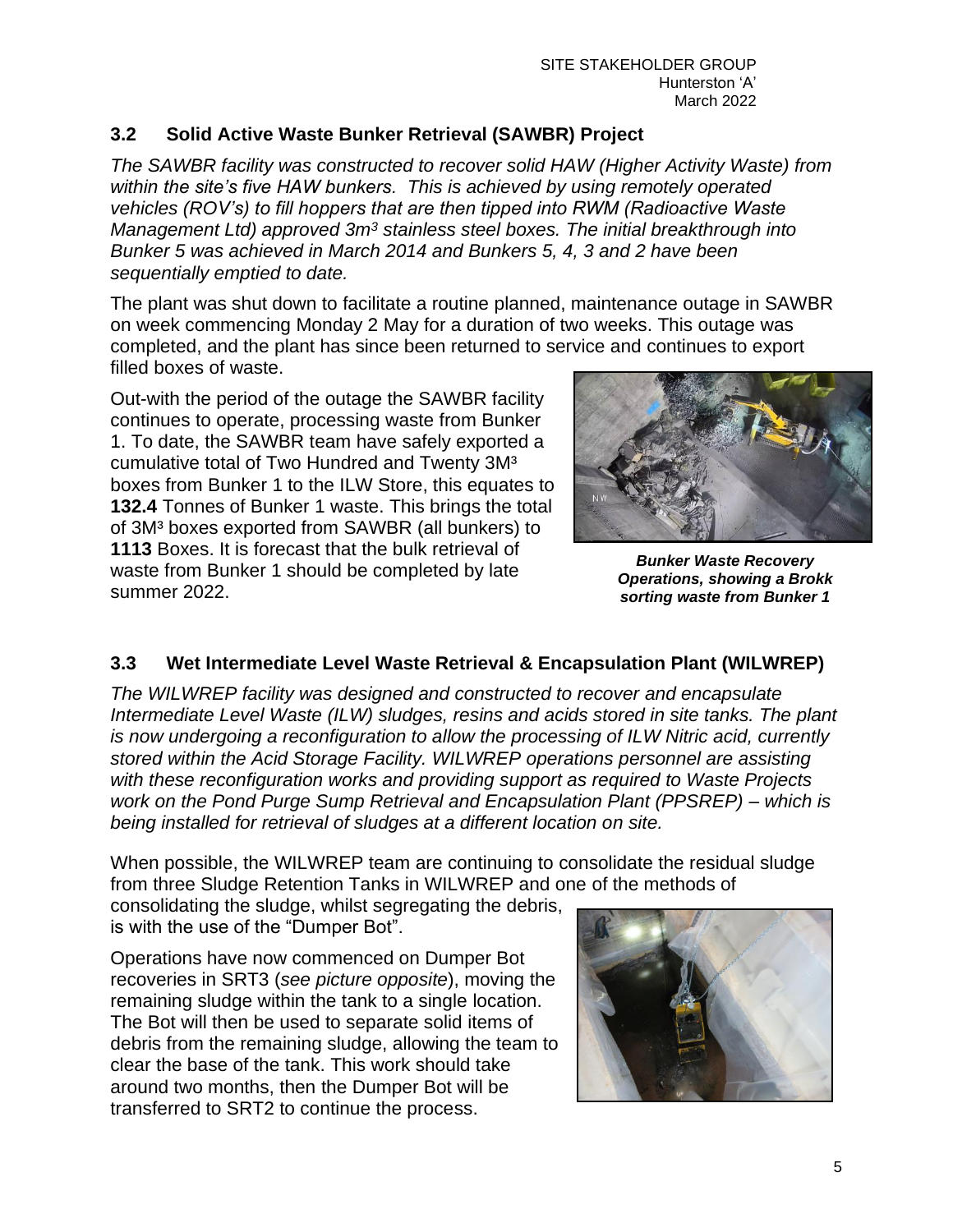### 3.2 Solid Active Waste Bunker Retrieval (SAWBR) Project

*The SAWBR facility was constructed to recover solid HAW (Higher Activity Waste) from within the site's five HAW bunkers. This is achieved by using remotely operated vehicles (ROV's) to fill hoppers that are then tipped into RWM (Radioactive Waste Management Ltd) approved 3m³ stainless steel boxes. The initial breakthrough into Bunker 5 was achieved in March 2014 and Bunkers 5, 4, 3 and 2 have been sequentially emptied to date.*

The plant was shut down to facilitate a routine planned, maintenance outage in SAWBR on week commencing Monday 2 May for a duration of two weeks. This outage was completed, and the plant has since been returned to service and continues to export filled boxes of waste.

Out-with the period of the outage the SAWBR facility continues to operate, processing waste from Bunker 1. To date, the SAWBR team have safely exported a cumulative total of Two Hundred and Twenty 3M³ boxes from Bunker 1 to the ILW Store, this equates to **132.4** Tonnes of Bunker 1 waste. This brings the total of 3M³ boxes exported from SAWBR (all bunkers) to **1113** Boxes. It is forecast that the bulk retrieval of waste from Bunker 1 should be completed by late summer 2022.

***Bunker Waste Recovery Operations, showing a Brokk sorting waste from Bunker 1***

### 3.3 Wet Intermediate Level Waste Retrieval & Encapsulation Plant (WILWREP)

*The WILWREP facility was designed and constructed to recover and encapsulate Intermediate Level Waste (ILW) sludges, resins and acids stored in site tanks. The plant is now undergoing a reconfiguration to allow the processing of ILW Nitric acid, currently stored within the Acid Storage Facility. WILWREP operations personnel are assisting with these reconfiguration works and providing support as required to Waste Projects work on the Pond Purge Sump Retrieval and Encapsulation Plant (PPSREP) – which is being installed for retrieval of sludges at a different location on site.*

When possible, the WILWREP team are continuing to consolidate the residual sludge from three Sludge Retention Tanks in WILWREP and one of the methods of consolidating the sludge, whilst segregating the debris, is with the use of the "Dumper Bot".

Operations have now commenced on Dumper Bot recoveries in SRT3 (*see picture opposite*), moving the remaining sludge within the tank to a single location. The Bot will then be used to separate solid items of debris from the remaining sludge, allowing the team to clear the base of the tank. This work should take around two months, then the Dumper Bot will be transferred to SRT2 to continue the process.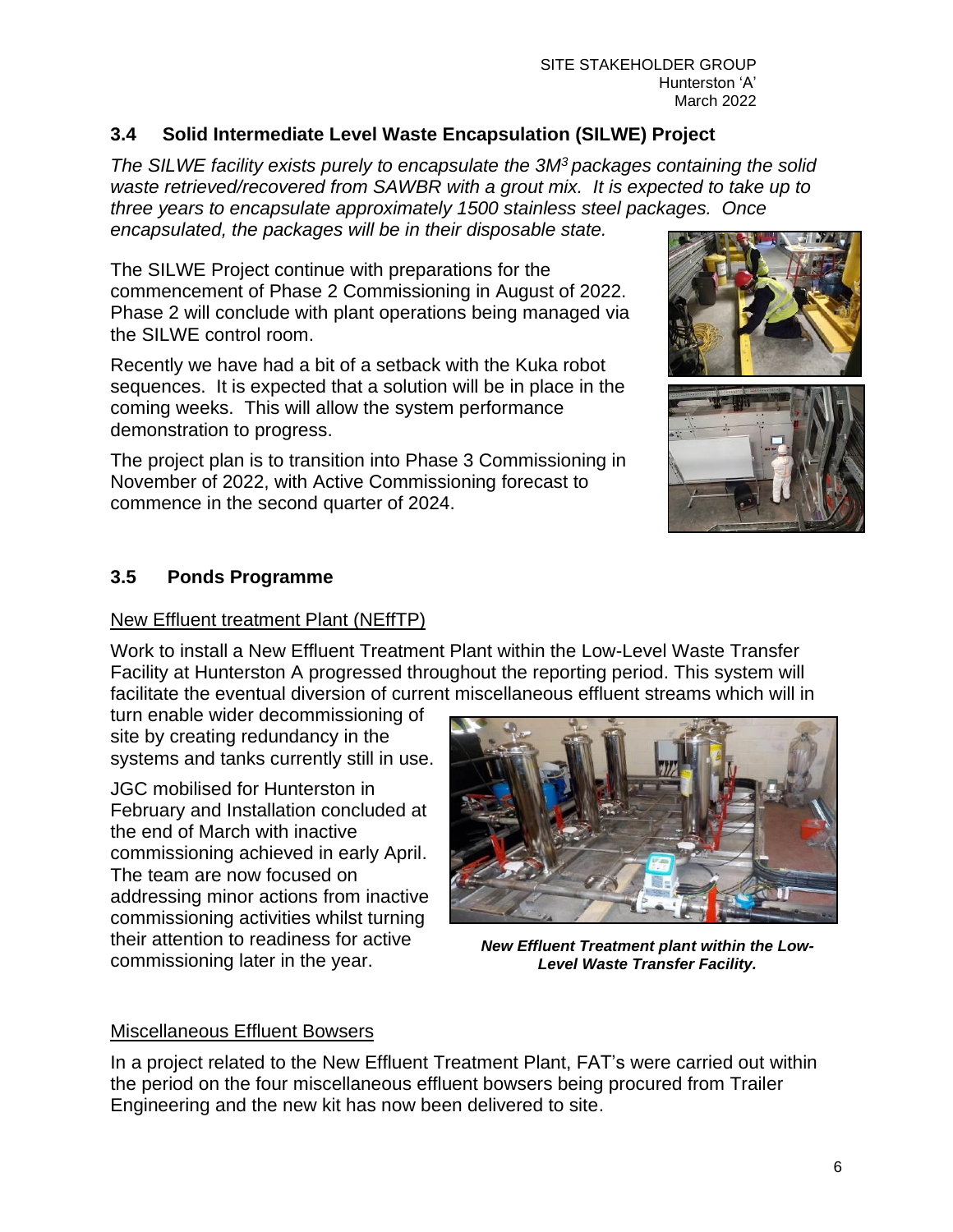### 3.4 Solid Intermediate Level Waste Encapsulation (SILWE) Project

*The SILWE facility exists purely to encapsulate the $3M^3$ packages containing the solid waste retrieved/recovered from SAWBR with a grout mix. It is expected to take up to three years to encapsulate approximately 1500 stainless steel packages. Once encapsulated, the packages will be in their disposable state.*

The SILWE Project continue with preparations for the commencement of Phase 2 Commissioning in August of 2022. Phase 2 will conclude with plant operations being managed via the SILWE control room.

Recently we have had a bit of a setback with the Kuka robot sequences. It is expected that a solution will be in place in the coming weeks. This will allow the system performance demonstration to progress.

The project plan is to transition into Phase 3 Commissioning in November of 2022, with Active Commissioning forecast to commence in the second quarter of 2024.

### 3.5 Ponds Programme

New Effluent treatment Plant (NEffTP)

Work to install a New Effluent Treatment Plant within the Low-Level Waste Transfer Facility at Hunterston A progressed throughout the reporting period. This system will facilitate the eventual diversion of current miscellaneous effluent streams which will in turn enable wider decommissioning of site by creating redundancy in the systems and tanks currently still in use.

JGC mobilised for Hunterston in February and Installation concluded at the end of March with inactive commissioning achieved in early April. The team are now focused on addressing minor actions from inactive commissioning activities whilst turning their attention to readiness for active commissioning later in the year.

***New Effluent Treatment plant within the Low-Level Waste Transfer Facility.***

Miscellaneous Effluent Bowsers

In a project related to the New Effluent Treatment Plant, FAT's were carried out within the period on the four miscellaneous effluent bowsers being procured from Trailer Engineering and the new kit has now been delivered to site.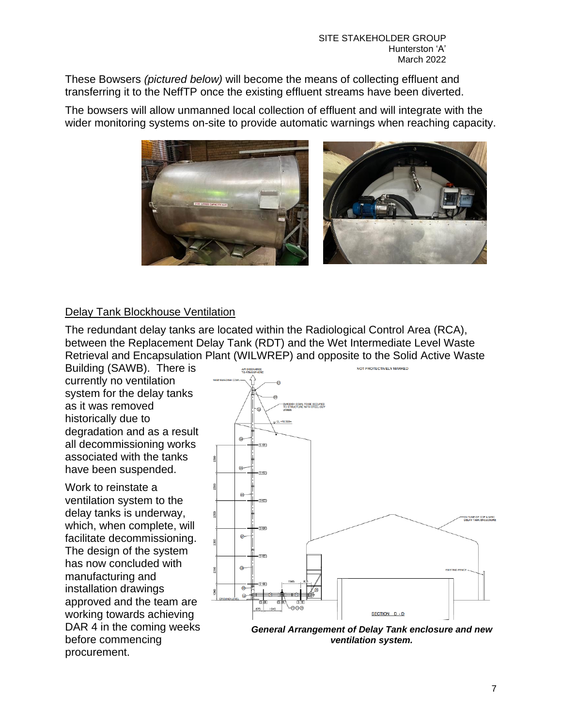These Bowsers *(pictured below)* will become the means of collecting effluent and transferring it to the NeffTP once the existing effluent streams have been diverted.

The bowsers will allow unmanned local collection of effluent and will integrate with the wider monitoring systems on-site to provide automatic warnings when reaching capacity.

## Delay Tank Blockhouse Ventilation

The redundant delay tanks are located within the Radiological Control Area (RCA), between the Replacement Delay Tank (RDT) and the Wet Intermediate Level Waste Retrieval and Encapsulation Plant (WILWREP) and opposite to the Solid Active Waste Building (SAWB). There is currently no ventilation system for the delay tanks as it was removed historically due to degradation and as a result all decommissioning works associated with the tanks have been suspended.

Work to reinstate a ventilation system to the delay tanks is underway, which, when complete, will facilitate decommissioning. The design of the system has now concluded with manufacturing and installation drawings approved and the team are working towards achieving DAR 4 in the coming weeks before commencing procurement.

***General Arrangement of Delay Tank enclosure and new ventilation system.***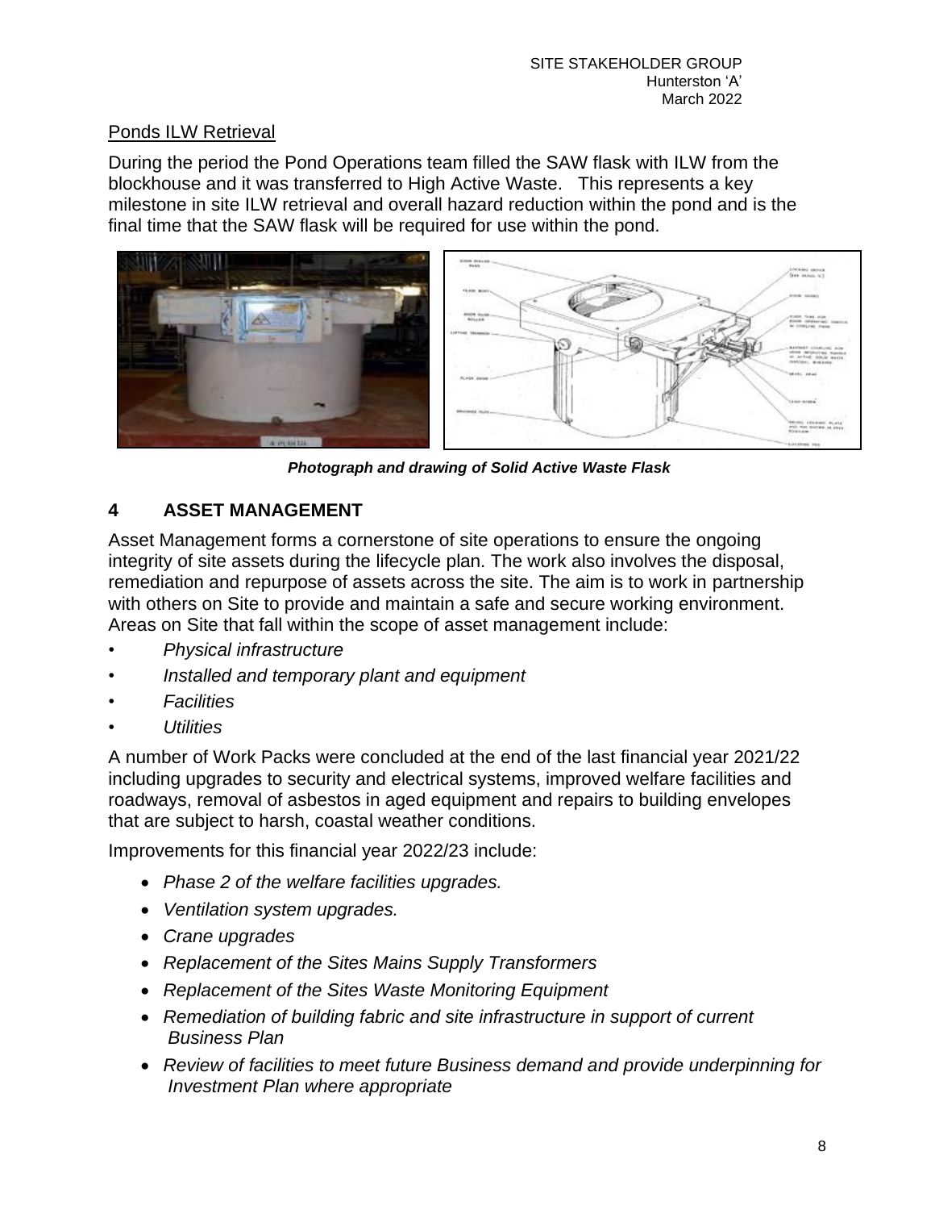## Ponds ILW Retrieval

During the period the Pond Operations team filled the SAW flask with ILW from the blockhouse and it was transferred to High Active Waste. This represents a key milestone in site ILW retrieval and overall hazard reduction within the pond and is the final time that the SAW flask will be required for use within the pond.

***Photograph and drawing of Solid Active Waste Flask***

## 4 ASSET MANAGEMENT

Asset Management forms a cornerstone of site operations to ensure the ongoing integrity of site assets during the lifecycle plan. The work also involves the disposal, remediation and repurpose of assets across the site. The aim is to work in partnership with others on Site to provide and maintain a safe and secure working environment. Areas on Site that fall within the scope of asset management include:

- *Physical infrastructure*
- *Installed and temporary plant and equipment*
- *Facilities*
- *Utilities*

A number of Work Packs were concluded at the end of the last financial year 2021/22 including upgrades to security and electrical systems, improved welfare facilities and roadways, removal of asbestos in aged equipment and repairs to building envelopes that are subject to harsh, coastal weather conditions.

Improvements for this financial year 2022/23 include:

- *Phase 2 of the welfare facilities upgrades.*
- *Ventilation system upgrades.*
- *Crane upgrades*
- *Replacement of the Sites Mains Supply Transformers*
- *Replacement of the Sites Waste Monitoring Equipment*
- *Remediation of building fabric and site infrastructure in support of current Business Plan*
- *Review of facilities to meet future Business demand and provide underpinning for Investment Plan where appropriate*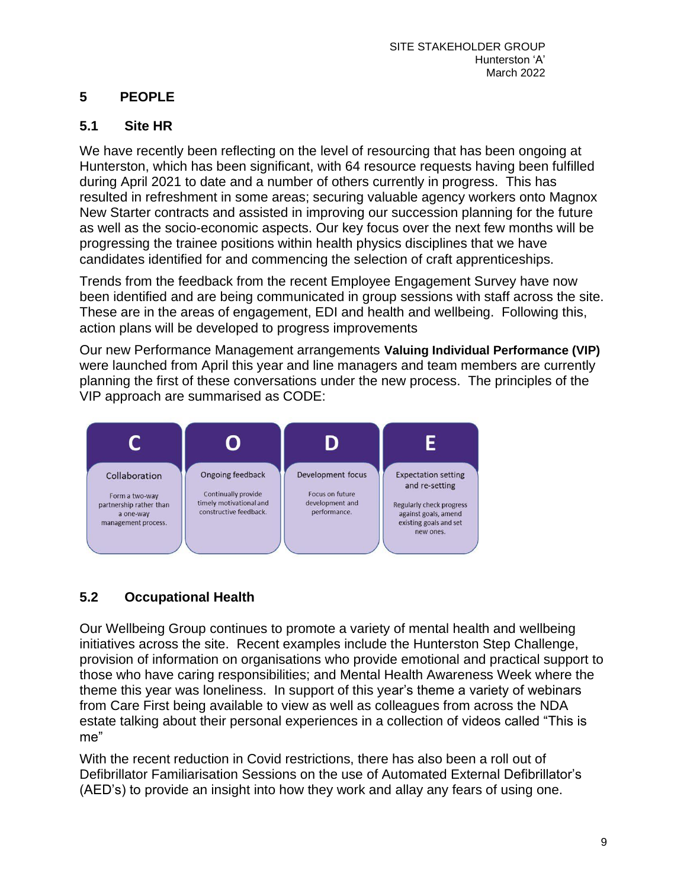## 5 PEOPLE

### 5.1 Site HR

We have recently been reflecting on the level of resourcing that has been ongoing at Hunterston, which has been significant, with 64 resource requests having been fulfilled during April 2021 to date and a number of others currently in progress. This has resulted in refreshment in some areas; securing valuable agency workers onto Magnox New Starter contracts and assisted in improving our succession planning for the future as well as the socio-economic aspects. Our key focus over the next few months will be progressing the trainee positions within health physics disciplines that we have candidates identified for and commencing the selection of craft apprenticeships.

Trends from the feedback from the recent Employee Engagement Survey have now been identified and are being communicated in group sessions with staff across the site. These are in the areas of engagement, EDI and health and wellbeing. Following this, action plans will be developed to progress improvements

Our new Performance Management arrangements **Valuing Individual Performance (VIP)** were launched from April this year and line managers and team members are currently planning the first of these conversations under the new process. The principles of the VIP approach are summarised as CODE:

| C | O | D | E |
|---|---|---|---|
| Collaboration | Ongoing feedback | Development focus | Expectation setting and re-setting |
| Form a two-way partnership rather than a one-way management process. | Continually provide timely motivational and constructive feedback. | Focus on future development and performance. | Regularly check progress against goals, amend existing goals and set new ones. |

### 5.2 Occupational Health

Our Wellbeing Group continues to promote a variety of mental health and wellbeing initiatives across the site. Recent examples include the Hunterston Step Challenge, provision of information on organisations who provide emotional and practical support to those who have caring responsibilities; and Mental Health Awareness Week where the theme this year was loneliness. In support of this year's theme a variety of webinars from Care First being available to view as well as colleagues from across the NDA estate talking about their personal experiences in a collection of videos called "This is me"

With the recent reduction in Covid restrictions, there has also been a roll out of Defibrillator Familiarisation Sessions on the use of Automated External Defibrillator's (AED's) to provide an insight into how they work and allay any fears of using one.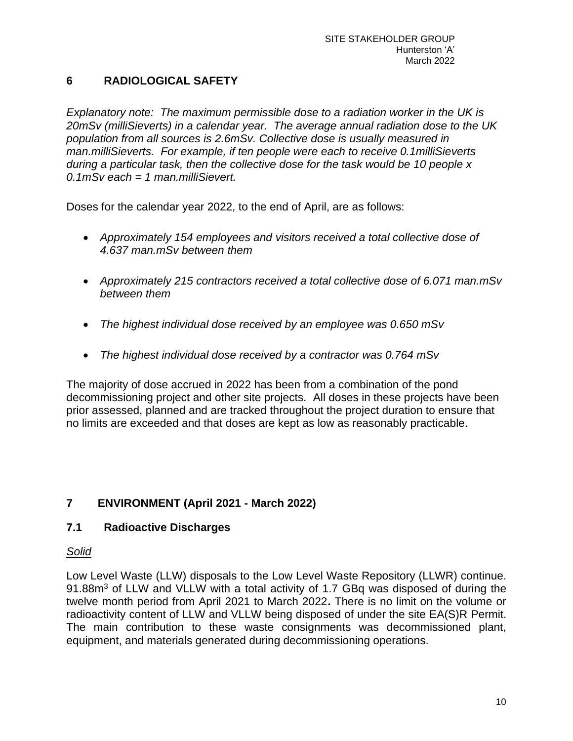## 6 RADIOLOGICAL SAFETY

*Explanatory note: The maximum permissible dose to a radiation worker in the UK is 20mSv (milliSieverts) in a calendar year. The average annual radiation dose to the UK population from all sources is 2.6mSv. Collective dose is usually measured in man.milliSieverts. For example, if ten people were each to receive 0.1milliSieverts during a particular task, then the collective dose for the task would be 10 people x 0.1mSv each = 1 man.milliSievert.*

Doses for the calendar year 2022, to the end of April, are as follows:

- *Approximately 154 employees and visitors received a total collective dose of 4.637 man.mSv between them*
- *Approximately 215 contractors received a total collective dose of 6.071 man.mSv between them*
- *The highest individual dose received by an employee was 0.650 mSv*
- *The highest individual dose received by a contractor was 0.764 mSv*

The majority of dose accrued in 2022 has been from a combination of the pond decommissioning project and other site projects. All doses in these projects have been prior assessed, planned and are tracked throughout the project duration to ensure that no limits are exceeded and that doses are kept as low as reasonably practicable.

## 7 ENVIRONMENT (April 2021 - March 2022)

### 7.1 Radioactive Discharges

<u>*Solid*</u>

Low Level Waste (LLW) disposals to the Low Level Waste Repository (LLWR) continue. 91.88$m^3$ of LLW and VLLW with a total activity of 1.7 GBq was disposed of during the twelve month period from April 2021 to March 2022**.** There is no limit on the volume or radioactivity content of LLW and VLLW being disposed of under the site EA(S)R Permit. The main contribution to these waste consignments was decommissioned plant, equipment, and materials generated during decommissioning operations.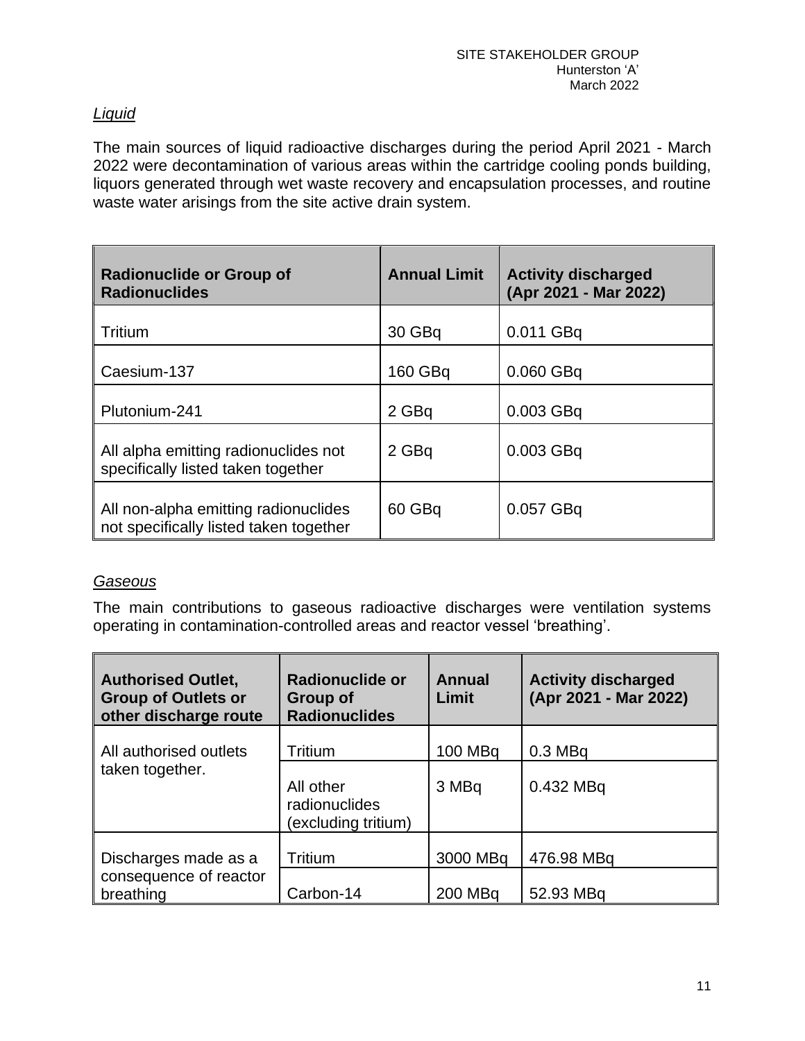*Liquid*

The main sources of liquid radioactive discharges during the period April 2021 - March 2022 were decontamination of various areas within the cartridge cooling ponds building, liquors generated through wet waste recovery and encapsulation processes, and routine waste water arisings from the site active drain system.

| Radionuclide or Group of Radionuclides | Annual Limit | Activity discharged (Apr 2021 - Mar 2022) |
|---|---|---|
| Tritium | 30 GBq | 0.011 GBq |
| Caesium-137 | 160 GBq | 0.060 GBq |
| Plutonium-241 | 2 GBq | 0.003 GBq |
| All alpha emitting radionuclides not specifically listed taken together | 2 GBq | 0.003 GBq |
| All non-alpha emitting radionuclides not specifically listed taken together | 60 GBq | 0.057 GBq |

*Gaseous*

The main contributions to gaseous radioactive discharges were ventilation systems operating in contamination-controlled areas and reactor vessel 'breathing'.

| Authorised Outlet, Group of Outlets or other discharge route | Radionuclide or Group of Radionuclides | Annual Limit | Activity discharged (Apr 2021 - Mar 2022) |
|---|---|---|---|
| All authorised outlets taken together. | Tritium | 100 MBq | 0.3 MBq |
| | All other radionuclides (excluding tritium) | 3 MBq | 0.432 MBq |
| Discharges made as a consequence of reactor breathing | Tritium | 3000 MBq | 476.98 MBq |
| | Carbon-14 | 200 MBq | 52.93 MBq |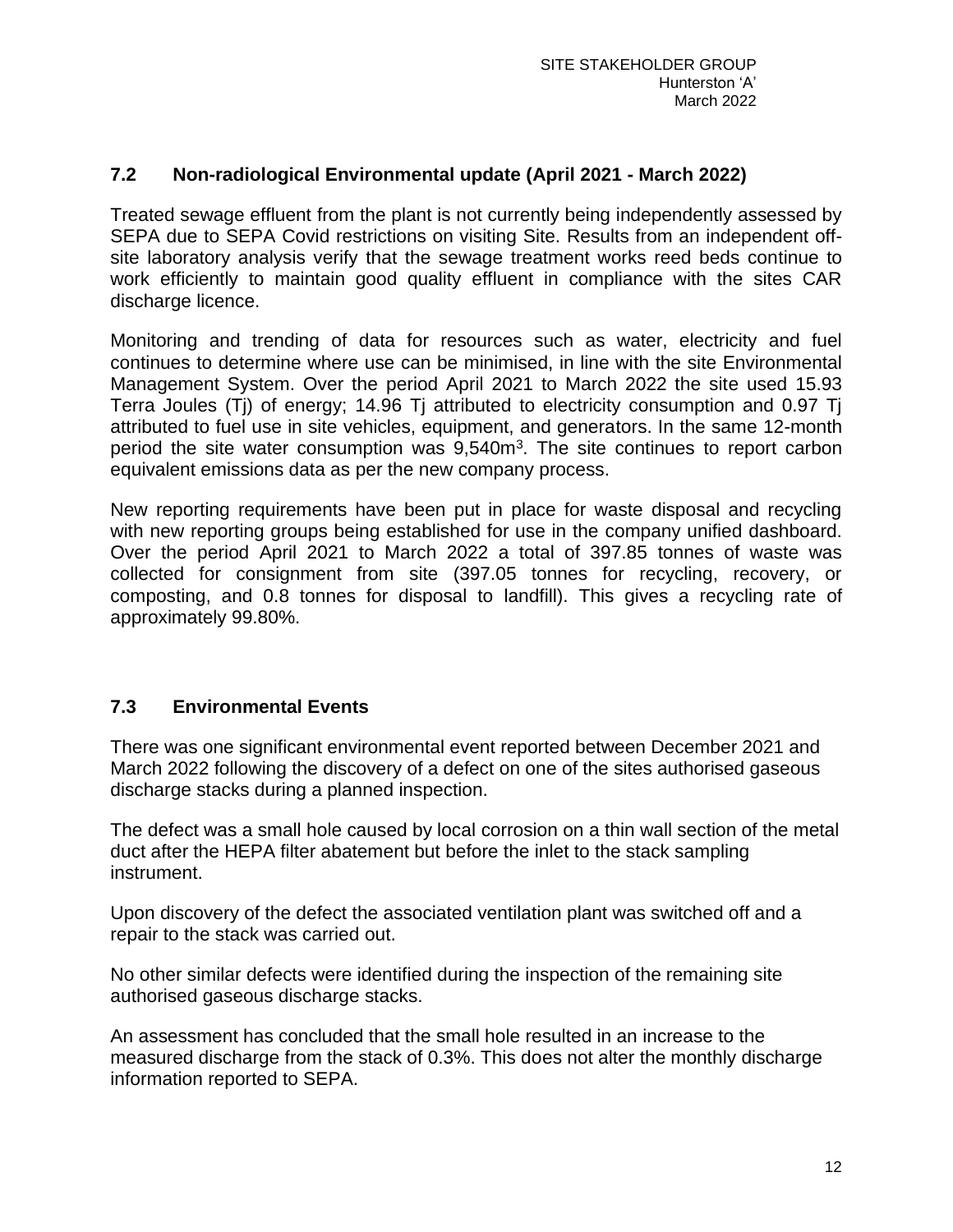## 7.2 Non-radiological Environmental update (April 2021 - March 2022)

Treated sewage effluent from the plant is not currently being independently assessed by SEPA due to SEPA Covid restrictions on visiting Site. Results from an independent off-site laboratory analysis verify that the sewage treatment works reed beds continue to work efficiently to maintain good quality effluent in compliance with the sites CAR discharge licence.

Monitoring and trending of data for resources such as water, electricity and fuel continues to determine where use can be minimised, in line with the site Environmental Management System. Over the period April 2021 to March 2022 the site used 15.93 Terra Joules (Tj) of energy; 14.96 Tj attributed to electricity consumption and 0.97 Tj attributed to fuel use in site vehicles, equipment, and generators. In the same 12-month period the site water consumption was 9,540m$^3$. The site continues to report carbon equivalent emissions data as per the new company process.

New reporting requirements have been put in place for waste disposal and recycling with new reporting groups being established for use in the company unified dashboard. Over the period April 2021 to March 2022 a total of 397.85 tonnes of waste was collected for consignment from site (397.05 tonnes for recycling, recovery, or composting, and 0.8 tonnes for disposal to landfill). This gives a recycling rate of approximately 99.80%.

## 7.3 Environmental Events

There was one significant environmental event reported between December 2021 and March 2022 following the discovery of a defect on one of the sites authorised gaseous discharge stacks during a planned inspection.

The defect was a small hole caused by local corrosion on a thin wall section of the metal duct after the HEPA filter abatement but before the inlet to the stack sampling instrument.

Upon discovery of the defect the associated ventilation plant was switched off and a repair to the stack was carried out.

No other similar defects were identified during the inspection of the remaining site authorised gaseous discharge stacks.

An assessment has concluded that the small hole resulted in an increase to the measured discharge from the stack of 0.3%. This does not alter the monthly discharge information reported to SEPA.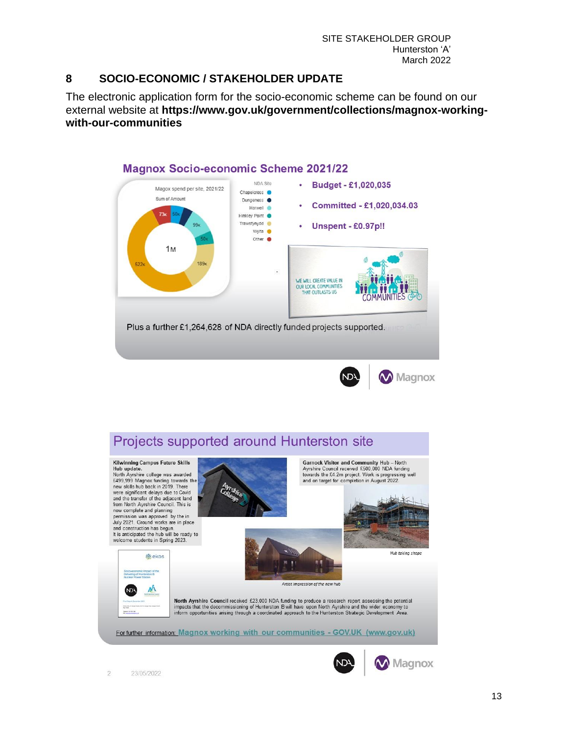## 8 SOCIO-ECONOMIC / STAKEHOLDER UPDATE

The electronic application form for the socio-economic scheme can be found on our external website at **https://www.gov.uk/government/collections/magnox-working-with-our-communities**

### Magnox Socio-economic Scheme 2021/22

Magox spend per site, 2021/22

Sum of Amount

| NDA Site | Amount |
|---|---|
| Chapelcross | 50K |
| Dungeness | |
| Harwell | 99K |
| Hinkley Point | 50K |
| Trawsfynydd | 189K |
| Wylfa | 522K |
| Other | 73K |

1M

- **Budget - £1,020,035**
- **Committed - £1,020,034.03**
- **Unspent - £0.97p!!**

WE WILL CREATE VALUE IN OUR LOCAL COMMUNITIES THAT OUTLASTS US

COMMUNITIES

Plus a further £1,264,628 of NDA directly funded projects supported.

### Projects supported around Hunterston site

**Kilwinning Campus Future Skills Hub update.**
North Ayrshire college was awarded £499,999 Magnox funding towards the new skills hub back in 2019. There were significant delays due to Covid and the transfer of the adjacent land from North Ayrshire Council. This is now complete and planning permission was approved by the in July 2021. Ground works are in place and construction has begun.
It is anticipated the hub will be ready to welcome students in Spring 2023.

*Artist impression of the new hub*

**Garnock Visitor and Community Hub** – North Ayrshire Council received £500,000 NDA funding towards the £4.2m project. Work is progressing well and on target for completion in August 2022.

*Hub taking shape*

**North Ayrshire Council** received £23,000 NDA funding to produce a research report assessing the potential impacts that the decommissioning of Hunterston B will have upon North Ayrshire and the wider economy to inform opportunities arising through a coordinated approach to the Hunterston Strategic Development Area.

For further information: Magnox working with our communities - GOV.UK (www.gov.uk)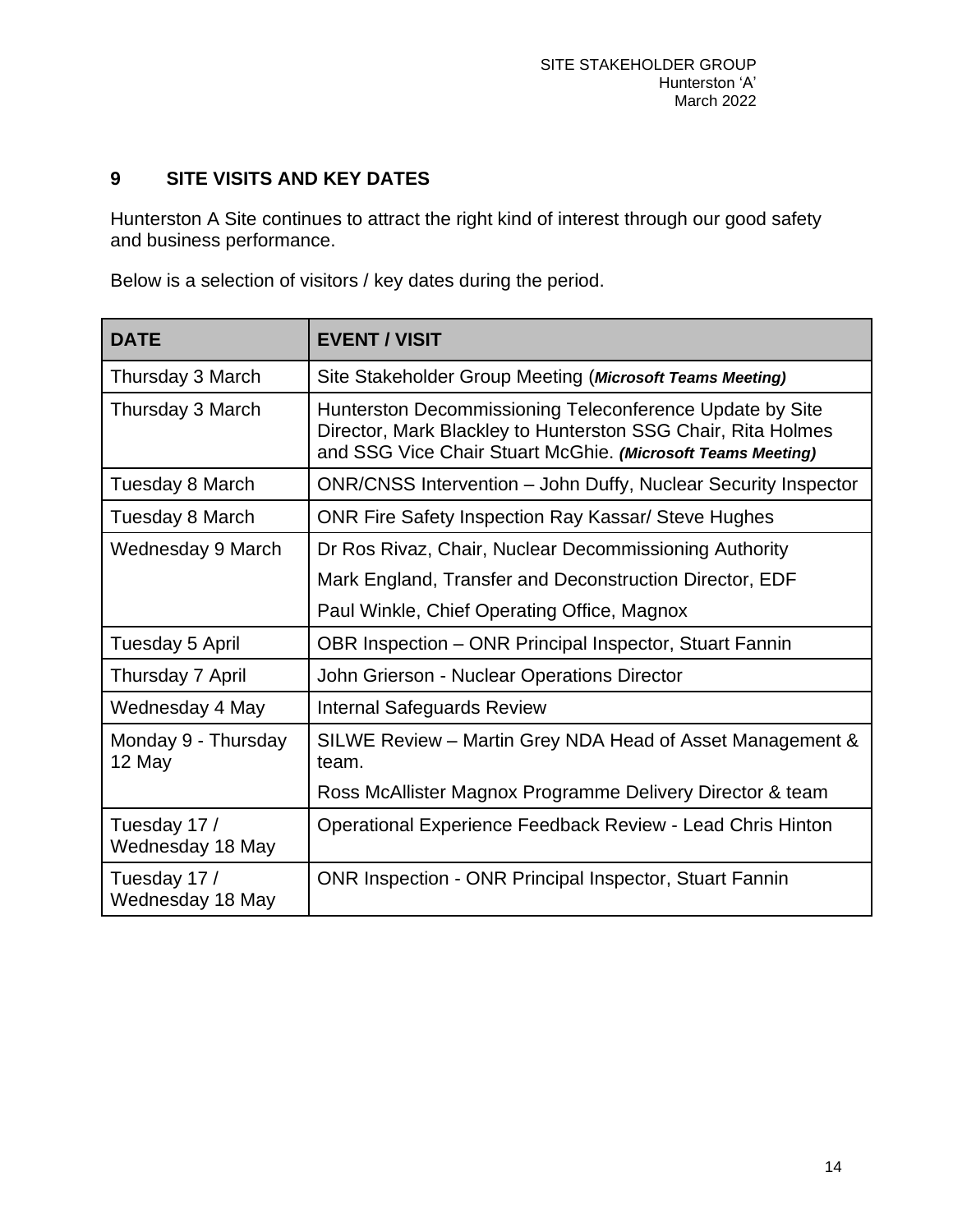## 9 SITE VISITS AND KEY DATES

Hunterston A Site continues to attract the right kind of interest through our good safety and business performance.

Below is a selection of visitors / key dates during the period.

| DATE | EVENT / VISIT |
| --- | --- |
| Thursday 3 March | Site Stakeholder Group Meeting (***Microsoft Teams Meeting)*** |
| Thursday 3 March | Hunterston Decommissioning Teleconference Update by Site Director, Mark Blackley to Hunterston SSG Chair, Rita Holmes and SSG Vice Chair Stuart McGhie. ***(Microsoft Teams Meeting)*** |
| Tuesday 8 March | ONR/CNSS Intervention – John Duffy, Nuclear Security Inspector |
| Tuesday 8 March | ONR Fire Safety Inspection Ray Kassar/ Steve Hughes |
| Wednesday 9 March | Dr Ros Rivaz, Chair, Nuclear Decommissioning Authority<br>Mark England, Transfer and Deconstruction Director, EDF<br>Paul Winkle, Chief Operating Office, Magnox |
| Tuesday 5 April | OBR Inspection – ONR Principal Inspector, Stuart Fannin |
| Thursday 7 April | John Grierson - Nuclear Operations Director |
| Wednesday 4 May | Internal Safeguards Review |
| Monday 9 - Thursday 12 May | SILWE Review – Martin Grey NDA Head of Asset Management & team.<br>Ross McAllister Magnox Programme Delivery Director & team |
| Tuesday 17 / Wednesday 18 May | Operational Experience Feedback Review - Lead Chris Hinton |
| Tuesday 17 / Wednesday 18 May | ONR Inspection - ONR Principal Inspector, Stuart Fannin |